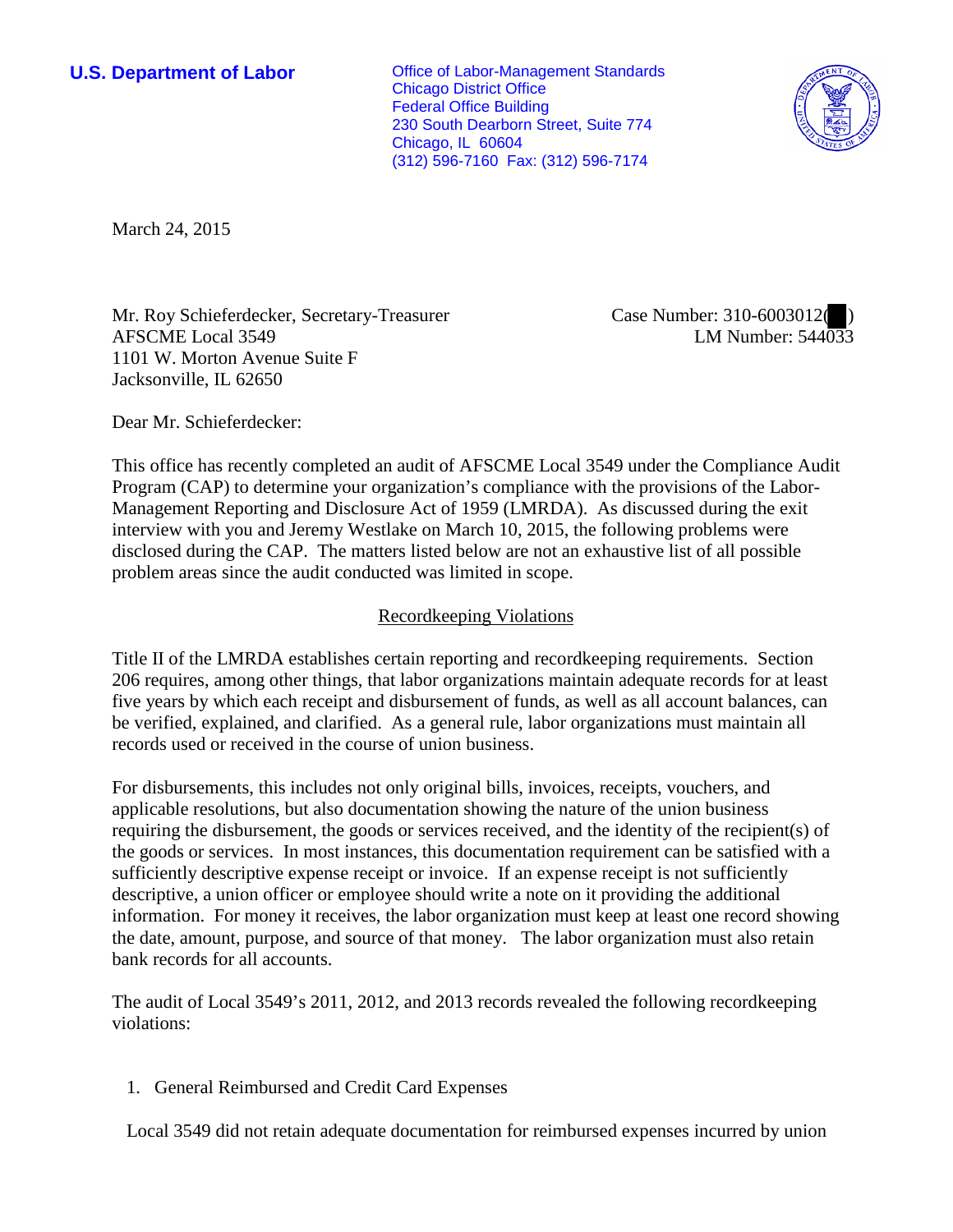**U.S. Department of Labor**

Office of Labor-Management Standards
Chicago District Office
Federal Office Building
230 South Dearborn Street, Suite 774
Chicago, IL 60604
(312) 596-7160 Fax: (312) 596-7174

March 24, 2015

Mr. Roy Schieferdecker, Secretary-Treasurer
AFSCME Local 3549
1101 W. Morton Avenue Suite F
Jacksonville, IL 62650

Case Number: 310-6003012( )
LM Number: 544033

Dear Mr. Schieferdecker:

This office has recently completed an audit of AFSCME Local 3549 under the Compliance Audit Program (CAP) to determine your organization's compliance with the provisions of the Labor-Management Reporting and Disclosure Act of 1959 (LMRDA). As discussed during the exit interview with you and Jeremy Westlake on March 10, 2015, the following problems were disclosed during the CAP. The matters listed below are not an exhaustive list of all possible problem areas since the audit conducted was limited in scope.

## Recordkeeping Violations

Title II of the LMRDA establishes certain reporting and recordkeeping requirements. Section 206 requires, among other things, that labor organizations maintain adequate records for at least five years by which each receipt and disbursement of funds, as well as all account balances, can be verified, explained, and clarified. As a general rule, labor organizations must maintain all records used or received in the course of union business.

For disbursements, this includes not only original bills, invoices, receipts, vouchers, and applicable resolutions, but also documentation showing the nature of the union business requiring the disbursement, the goods or services received, and the identity of the recipient(s) of the goods or services. In most instances, this documentation requirement can be satisfied with a sufficiently descriptive expense receipt or invoice. If an expense receipt is not sufficiently descriptive, a union officer or employee should write a note on it providing the additional information. For money it receives, the labor organization must keep at least one record showing the date, amount, purpose, and source of that money. The labor organization must also retain bank records for all accounts.

The audit of Local 3549's 2011, 2012, and 2013 records revealed the following recordkeeping violations:

1. General Reimbursed and Credit Card Expenses

Local 3549 did not retain adequate documentation for reimbursed expenses incurred by union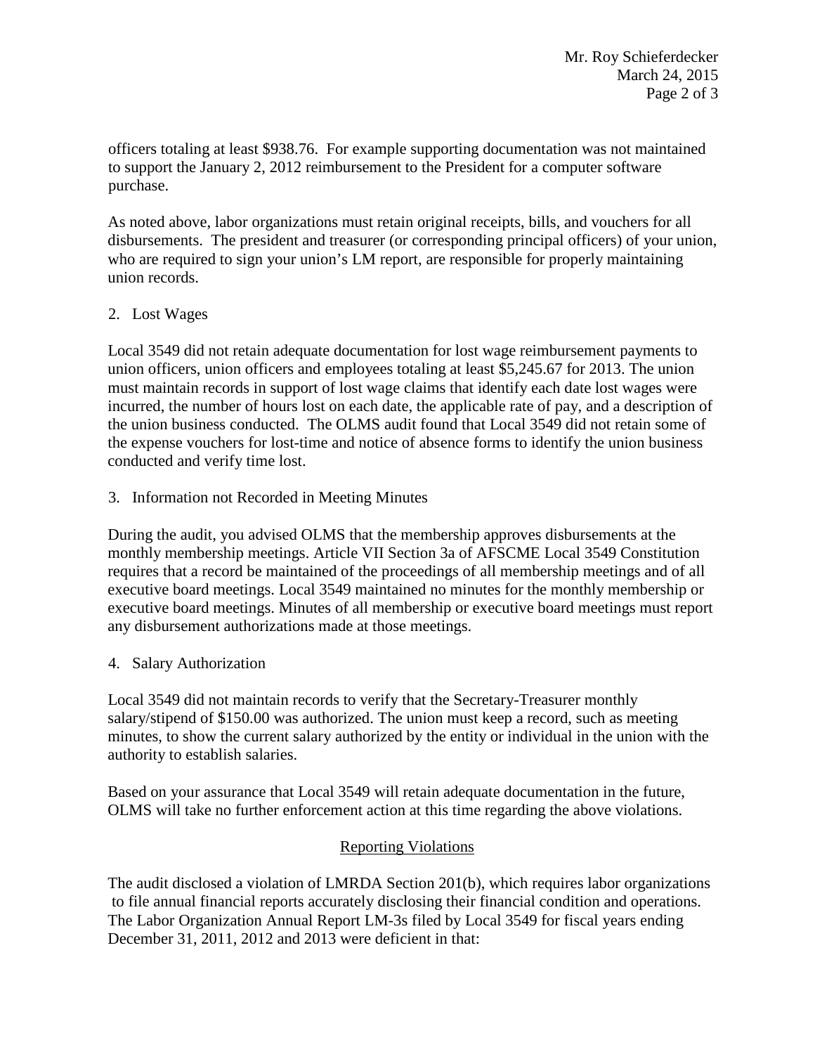officers totaling at least $938.76. For example supporting documentation was not maintained to support the January 2, 2012 reimbursement to the President for a computer software purchase.

As noted above, labor organizations must retain original receipts, bills, and vouchers for all disbursements. The president and treasurer (or corresponding principal officers) of your union, who are required to sign your union's LM report, are responsible for properly maintaining union records.

2. Lost Wages

Local 3549 did not retain adequate documentation for lost wage reimbursement payments to union officers, union officers and employees totaling at least $5,245.67 for 2013. The union must maintain records in support of lost wage claims that identify each date lost wages were incurred, the number of hours lost on each date, the applicable rate of pay, and a description of the union business conducted. The OLMS audit found that Local 3549 did not retain some of the expense vouchers for lost-time and notice of absence forms to identify the union business conducted and verify time lost.

3. Information not Recorded in Meeting Minutes

During the audit, you advised OLMS that the membership approves disbursements at the monthly membership meetings. Article VII Section 3a of AFSCME Local 3549 Constitution requires that a record be maintained of the proceedings of all membership meetings and of all executive board meetings. Local 3549 maintained no minutes for the monthly membership or executive board meetings. Minutes of all membership or executive board meetings must report any disbursement authorizations made at those meetings.

4. Salary Authorization

Local 3549 did not maintain records to verify that the Secretary-Treasurer monthly salary/stipend of $150.00 was authorized. The union must keep a record, such as meeting minutes, to show the current salary authorized by the entity or individual in the union with the authority to establish salaries.

Based on your assurance that Local 3549 will retain adequate documentation in the future, OLMS will take no further enforcement action at this time regarding the above violations.

## Reporting Violations

The audit disclosed a violation of LMRDA Section 201(b), which requires labor organizations to file annual financial reports accurately disclosing their financial condition and operations. The Labor Organization Annual Report LM-3s filed by Local 3549 for fiscal years ending December 31, 2011, 2012 and 2013 were deficient in that: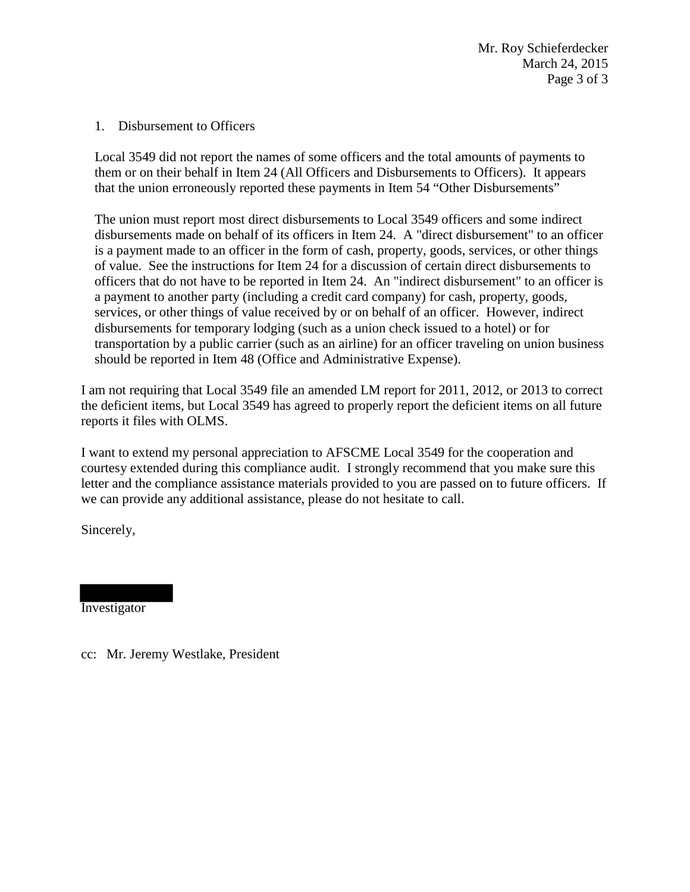1. Disbursement to Officers

   Local 3549 did not report the names of some officers and the total amounts of payments to them or on their behalf in Item 24 (All Officers and Disbursements to Officers). It appears that the union erroneously reported these payments in Item 54 "Other Disbursements"

   The union must report most direct disbursements to Local 3549 officers and some indirect disbursements made on behalf of its officers in Item 24. A "direct disbursement" to an officer is a payment made to an officer in the form of cash, property, goods, services, or other things of value. See the instructions for Item 24 for a discussion of certain direct disbursements to officers that do not have to be reported in Item 24. An "indirect disbursement" to an officer is a payment to another party (including a credit card company) for cash, property, goods, services, or other things of value received by or on behalf of an officer. However, indirect disbursements for temporary lodging (such as a union check issued to a hotel) or for transportation by a public carrier (such as an airline) for an officer traveling on union business should be reported in Item 48 (Office and Administrative Expense).

I am not requiring that Local 3549 file an amended LM report for 2011, 2012, or 2013 to correct the deficient items, but Local 3549 has agreed to properly report the deficient items on all future reports it files with OLMS.

I want to extend my personal appreciation to AFSCME Local 3549 for the cooperation and courtesy extended during this compliance audit. I strongly recommend that you make sure this letter and the compliance assistance materials provided to you are passed on to future officers. If we can provide any additional assistance, please do not hesitate to call.

Sincerely,

Investigator

cc: Mr. Jeremy Westlake, President